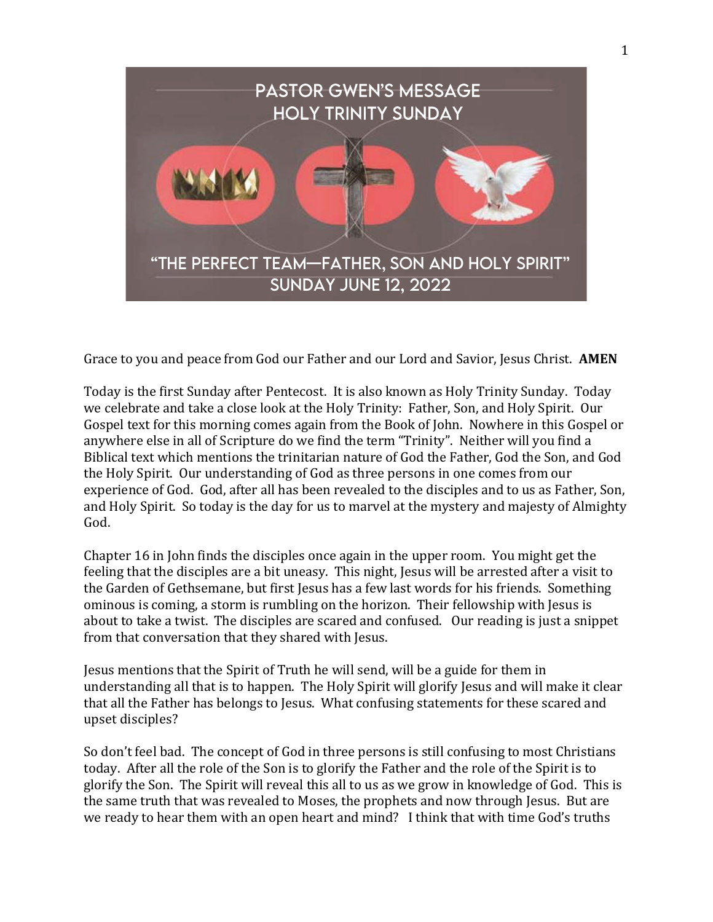# PASTOR GWEN'S MESSAGE
## HOLY TRINITY SUNDAY

## "THE PERFECT TEAM—FATHER, SON AND HOLY SPIRIT"
### SUNDAY JUNE 12, 2022

Grace to you and peace from God our Father and our Lord and Savior, Jesus Christ. **AMEN**

Today is the first Sunday after Pentecost. It is also known as Holy Trinity Sunday. Today we celebrate and take a close look at the Holy Trinity: Father, Son, and Holy Spirit. Our Gospel text for this morning comes again from the Book of John. Nowhere in this Gospel or anywhere else in all of Scripture do we find the term "Trinity". Neither will you find a Biblical text which mentions the trinitarian nature of God the Father, God the Son, and God the Holy Spirit. Our understanding of God as three persons in one comes from our experience of God. God, after all has been revealed to the disciples and to us as Father, Son, and Holy Spirit. So today is the day for us to marvel at the mystery and majesty of Almighty God.

Chapter 16 in John finds the disciples once again in the upper room. You might get the feeling that the disciples are a bit uneasy. This night, Jesus will be arrested after a visit to the Garden of Gethsemane, but first Jesus has a few last words for his friends. Something ominous is coming, a storm is rumbling on the horizon. Their fellowship with Jesus is about to take a twist. The disciples are scared and confused. Our reading is just a snippet from that conversation that they shared with Jesus.

Jesus mentions that the Spirit of Truth he will send, will be a guide for them in understanding all that is to happen. The Holy Spirit will glorify Jesus and will make it clear that all the Father has belongs to Jesus. What confusing statements for these scared and upset disciples?

So don't feel bad. The concept of God in three persons is still confusing to most Christians today. After all the role of the Son is to glorify the Father and the role of the Spirit is to glorify the Son. The Spirit will reveal this all to us as we grow in knowledge of God. This is the same truth that was revealed to Moses, the prophets and now through Jesus. But are we ready to hear them with an open heart and mind? I think that with time God's truths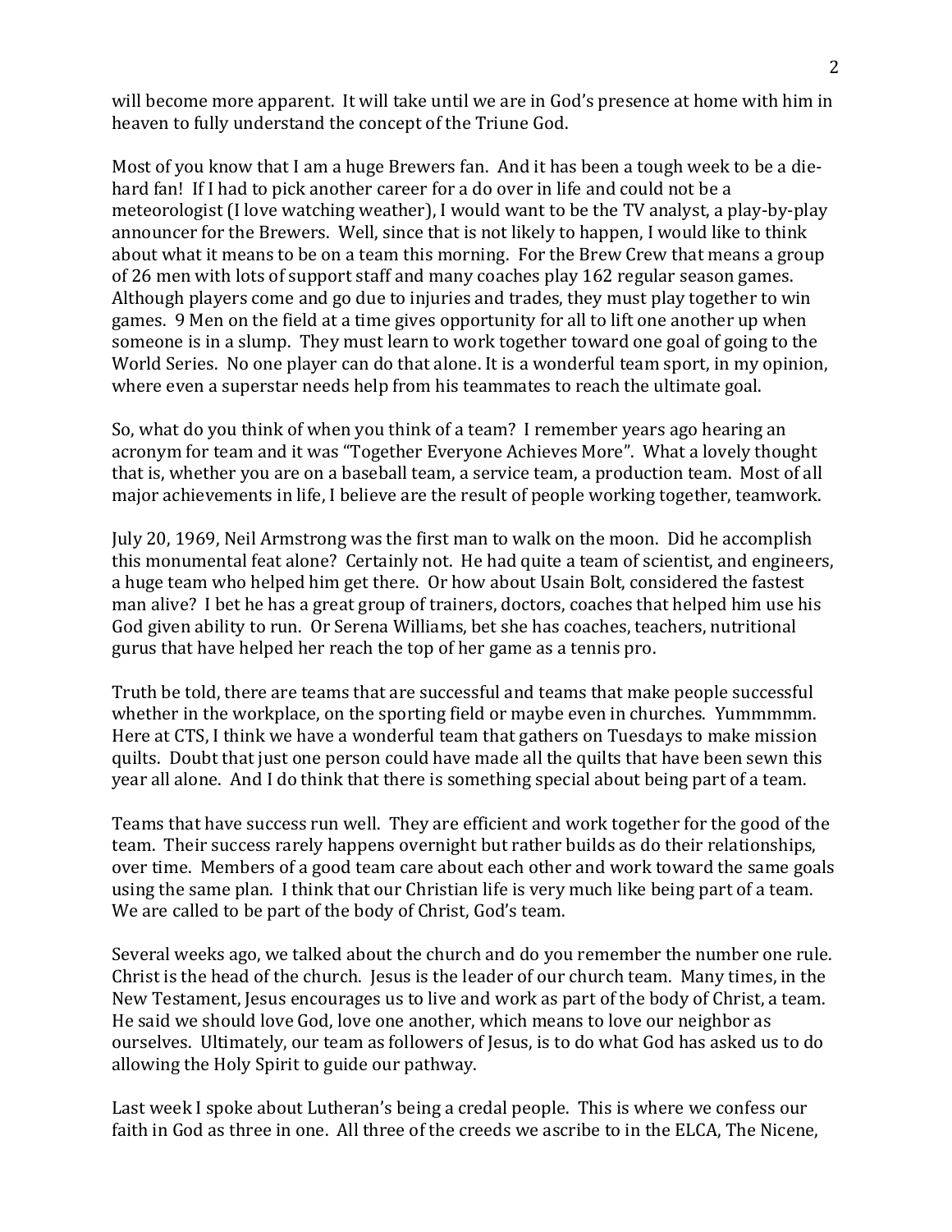will become more apparent. It will take until we are in God's presence at home with him in heaven to fully understand the concept of the Triune God.

Most of you know that I am a huge Brewers fan. And it has been a tough week to be a die-hard fan! If I had to pick another career for a do over in life and could not be a meteorologist (I love watching weather), I would want to be the TV analyst, a play-by-play announcer for the Brewers. Well, since that is not likely to happen, I would like to think about what it means to be on a team this morning. For the Brew Crew that means a group of 26 men with lots of support staff and many coaches play 162 regular season games. Although players come and go due to injuries and trades, they must play together to win games. 9 Men on the field at a time gives opportunity for all to lift one another up when someone is in a slump. They must learn to work together toward one goal of going to the World Series. No one player can do that alone. It is a wonderful team sport, in my opinion, where even a superstar needs help from his teammates to reach the ultimate goal.

So, what do you think of when you think of a team? I remember years ago hearing an acronym for team and it was "Together Everyone Achieves More". What a lovely thought that is, whether you are on a baseball team, a service team, a production team. Most of all major achievements in life, I believe are the result of people working together, teamwork.

July 20, 1969, Neil Armstrong was the first man to walk on the moon. Did he accomplish this monumental feat alone? Certainly not. He had quite a team of scientist, and engineers, a huge team who helped him get there. Or how about Usain Bolt, considered the fastest man alive? I bet he has a great group of trainers, doctors, coaches that helped him use his God given ability to run. Or Serena Williams, bet she has coaches, teachers, nutritional gurus that have helped her reach the top of her game as a tennis pro.

Truth be told, there are teams that are successful and teams that make people successful whether in the workplace, on the sporting field or maybe even in churches. Yummmmm. Here at CTS, I think we have a wonderful team that gathers on Tuesdays to make mission quilts. Doubt that just one person could have made all the quilts that have been sewn this year all alone. And I do think that there is something special about being part of a team.

Teams that have success run well. They are efficient and work together for the good of the team. Their success rarely happens overnight but rather builds as do their relationships, over time. Members of a good team care about each other and work toward the same goals using the same plan. I think that our Christian life is very much like being part of a team. We are called to be part of the body of Christ, God's team.

Several weeks ago, we talked about the church and do you remember the number one rule. Christ is the head of the church. Jesus is the leader of our church team. Many times, in the New Testament, Jesus encourages us to live and work as part of the body of Christ, a team. He said we should love God, love one another, which means to love our neighbor as ourselves. Ultimately, our team as followers of Jesus, is to do what God has asked us to do allowing the Holy Spirit to guide our pathway.

Last week I spoke about Lutheran's being a credal people. This is where we confess our faith in God as three in one. All three of the creeds we ascribe to in the ELCA, The Nicene,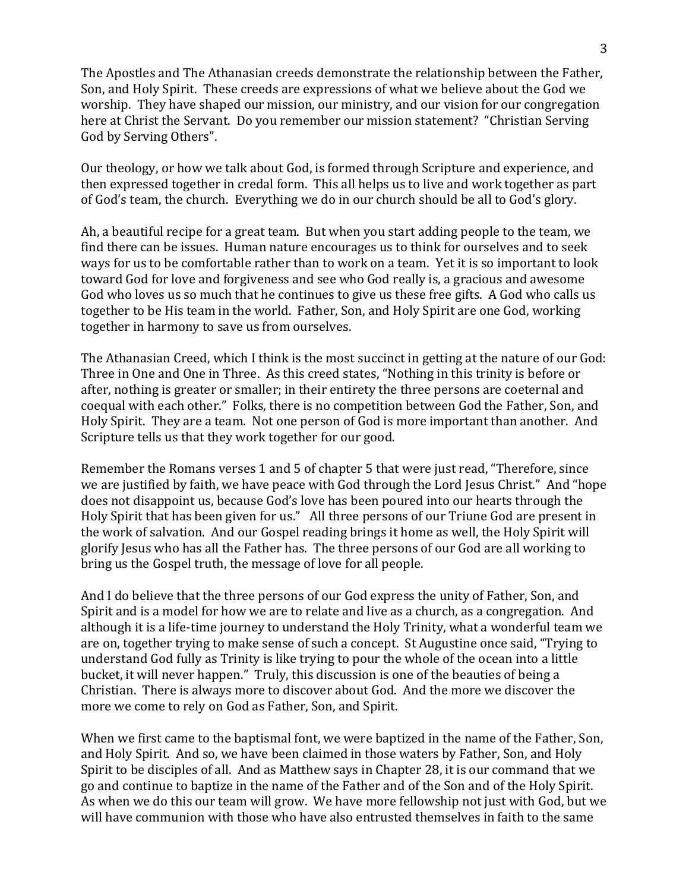The Apostles and The Athanasian creeds demonstrate the relationship between the Father, Son, and Holy Spirit. These creeds are expressions of what we believe about the God we worship. They have shaped our mission, our ministry, and our vision for our congregation here at Christ the Servant. Do you remember our mission statement? "Christian Serving God by Serving Others".

Our theology, or how we talk about God, is formed through Scripture and experience, and then expressed together in credal form. This all helps us to live and work together as part of God's team, the church. Everything we do in our church should be all to God's glory.

Ah, a beautiful recipe for a great team. But when you start adding people to the team, we find there can be issues. Human nature encourages us to think for ourselves and to seek ways for us to be comfortable rather than to work on a team. Yet it is so important to look toward God for love and forgiveness and see who God really is, a gracious and awesome God who loves us so much that he continues to give us these free gifts. A God who calls us together to be His team in the world. Father, Son, and Holy Spirit are one God, working together in harmony to save us from ourselves.

The Athanasian Creed, which I think is the most succinct in getting at the nature of our God: Three in One and One in Three. As this creed states, "Nothing in this trinity is before or after, nothing is greater or smaller; in their entirety the three persons are coeternal and coequal with each other." Folks, there is no competition between God the Father, Son, and Holy Spirit. They are a team. Not one person of God is more important than another. And Scripture tells us that they work together for our good.

Remember the Romans verses 1 and 5 of chapter 5 that were just read, "Therefore, since we are justified by faith, we have peace with God through the Lord Jesus Christ." And "hope does not disappoint us, because God's love has been poured into our hearts through the Holy Spirit that has been given for us." All three persons of our Triune God are present in the work of salvation. And our Gospel reading brings it home as well, the Holy Spirit will glorify Jesus who has all the Father has. The three persons of our God are all working to bring us the Gospel truth, the message of love for all people.

And I do believe that the three persons of our God express the unity of Father, Son, and Spirit and is a model for how we are to relate and live as a church, as a congregation. And although it is a life-time journey to understand the Holy Trinity, what a wonderful team we are on, together trying to make sense of such a concept. St Augustine once said, "Trying to understand God fully as Trinity is like trying to pour the whole of the ocean into a little bucket, it will never happen." Truly, this discussion is one of the beauties of being a Christian. There is always more to discover about God. And the more we discover the more we come to rely on God as Father, Son, and Spirit.

When we first came to the baptismal font, we were baptized in the name of the Father, Son, and Holy Spirit. And so, we have been claimed in those waters by Father, Son, and Holy Spirit to be disciples of all. And as Matthew says in Chapter 28, it is our command that we go and continue to baptize in the name of the Father and of the Son and of the Holy Spirit. As when we do this our team will grow. We have more fellowship not just with God, but we will have communion with those who have also entrusted themselves in faith to the same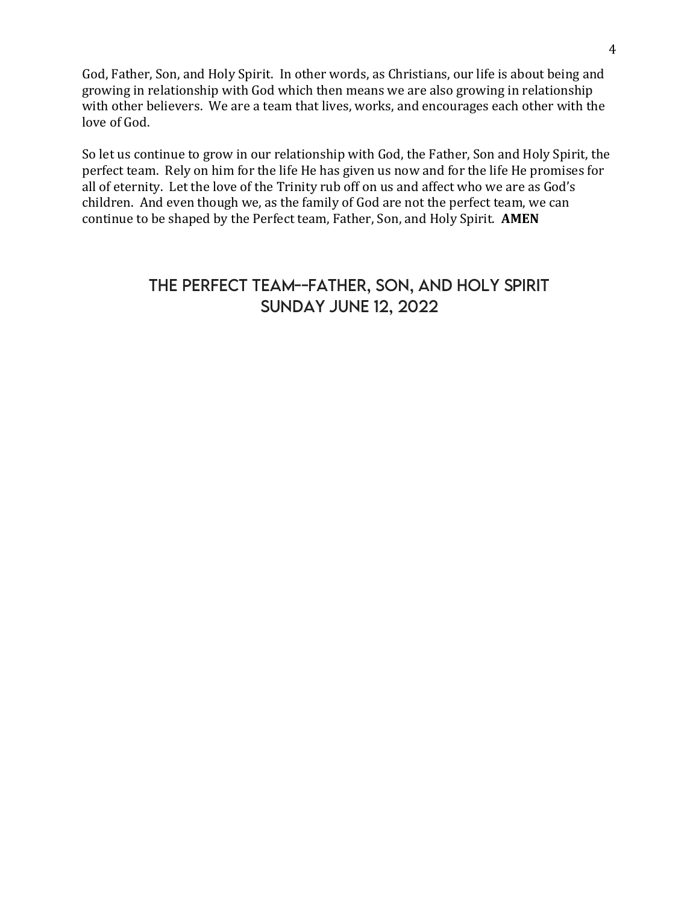God, Father, Son, and Holy Spirit. In other words, as Christians, our life is about being and growing in relationship with God which then means we are also growing in relationship with other believers. We are a team that lives, works, and encourages each other with the love of God.

So let us continue to grow in our relationship with God, the Father, Son and Holy Spirit, the perfect team. Rely on him for the life He has given us now and for the life He promises for all of eternity. Let the love of the Trinity rub off on us and affect who we are as God's children. And even though we, as the family of God are not the perfect team, we can continue to be shaped by the Perfect team, Father, Son, and Holy Spirit. **AMEN**

## THE PERFECT TEAM--FATHER, SON, AND HOLY SPIRIT
## SUNDAY JUNE 12, 2022